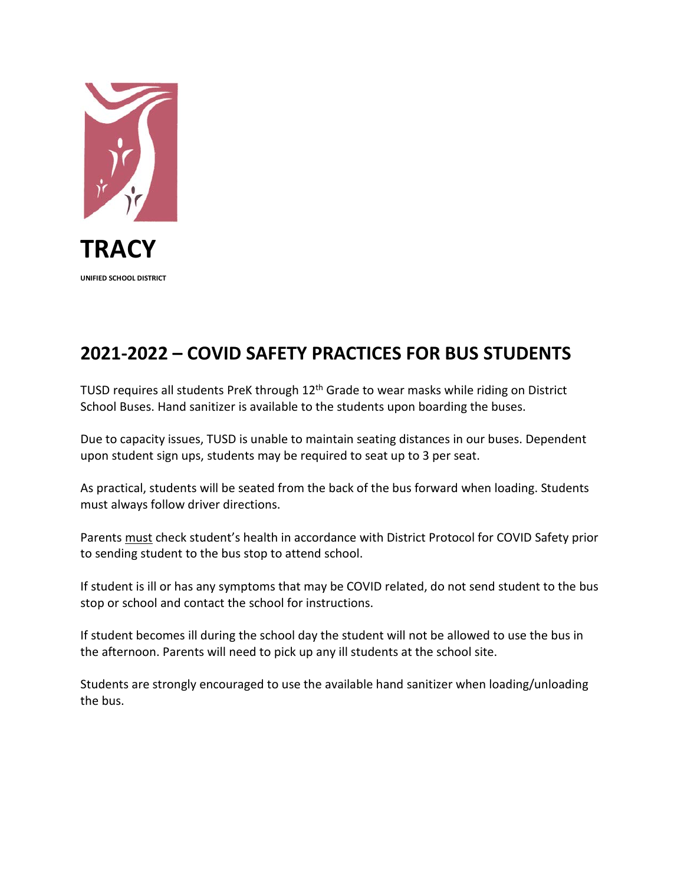**TRACY**

**UNIFIED SCHOOL DISTRICT**

## 2021-2022 – COVID SAFETY PRACTICES FOR BUS STUDENTS

TUSD requires all students PreK through 12th Grade to wear masks while riding on District School Buses. Hand sanitizer is available to the students upon boarding the buses.

Due to capacity issues, TUSD is unable to maintain seating distances in our buses. Dependent upon student sign ups, students may be required to seat up to 3 per seat.

As practical, students will be seated from the back of the bus forward when loading. Students must always follow driver directions.

Parents must check student's health in accordance with District Protocol for COVID Safety prior to sending student to the bus stop to attend school.

If student is ill or has any symptoms that may be COVID related, do not send student to the bus stop or school and contact the school for instructions.

If student becomes ill during the school day the student will not be allowed to use the bus in the afternoon. Parents will need to pick up any ill students at the school site.

Students are strongly encouraged to use the available hand sanitizer when loading/unloading the bus.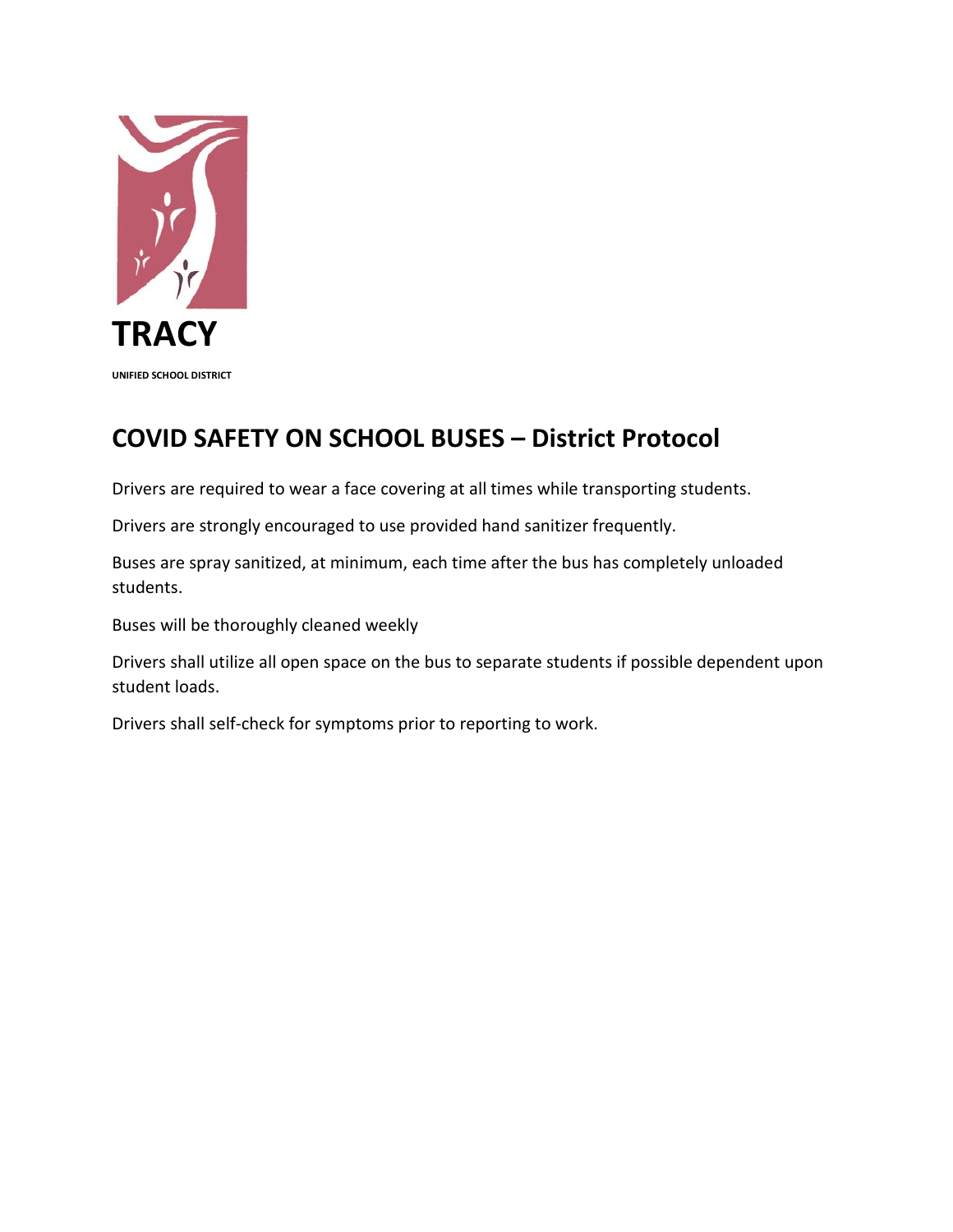**TRACY**

UNIFIED SCHOOL DISTRICT

## COVID SAFETY ON SCHOOL BUSES – District Protocol

Drivers are required to wear a face covering at all times while transporting students.

Drivers are strongly encouraged to use provided hand sanitizer frequently.

Buses are spray sanitized, at minimum, each time after the bus has completely unloaded students.

Buses will be thoroughly cleaned weekly

Drivers shall utilize all open space on the bus to separate students if possible dependent upon student loads.

Drivers shall self-check for symptoms prior to reporting to work.